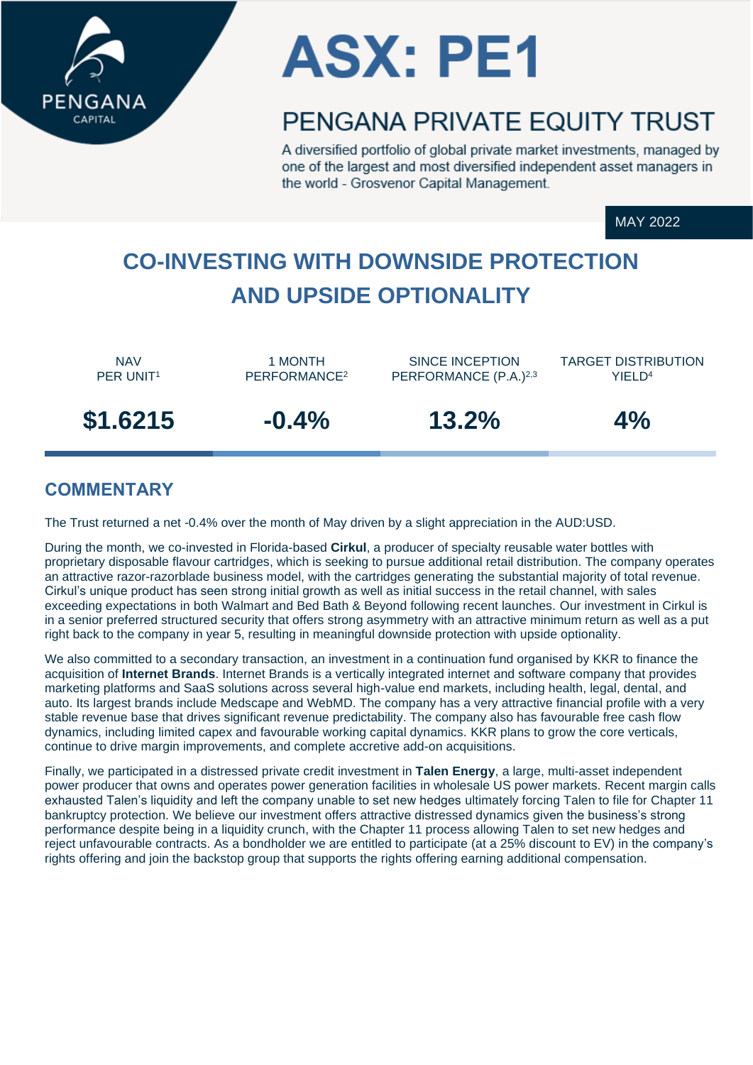PENGANA CAPITAL

# ASX: PE1

## PENGANA PRIVATE EQUITY TRUST

A diversified portfolio of global private market investments, managed by one of the largest and most diversified independent asset managers in the world - Grosvenor Capital Management.

MAY 2022

## CO-INVESTING WITH DOWNSIDE PROTECTION AND UPSIDE OPTIONALITY

| NAV PER UNIT[1] | 1 MONTH PERFORMANCE[2] | SINCE INCEPTION PERFORMANCE (P.A.)[2,3] | TARGET DISTRIBUTION YIELD[4] |
|---|---|---|---|
| **$1.6215** | **-0.4%** | **13.2%** | **4%** |

## COMMENTARY

The Trust returned a net -0.4% over the month of May driven by a slight appreciation in the AUD:USD.

During the month, we co-invested in Florida-based **Cirkul**, a producer of specialty reusable water bottles with proprietary disposable flavour cartridges, which is seeking to pursue additional retail distribution. The company operates an attractive razor-razorblade business model, with the cartridges generating the substantial majority of total revenue. Cirkul's unique product has seen strong initial growth as well as initial success in the retail channel, with sales exceeding expectations in both Walmart and Bed Bath & Beyond following recent launches. Our investment in Cirkul is in a senior preferred structured security that offers strong asymmetry with an attractive minimum return as well as a put right back to the company in year 5, resulting in meaningful downside protection with upside optionality.

We also committed to a secondary transaction, an investment in a continuation fund organised by KKR to finance the acquisition of **Internet Brands**. Internet Brands is a vertically integrated internet and software company that provides marketing platforms and SaaS solutions across several high-value end markets, including health, legal, dental, and auto. Its largest brands include Medscape and WebMD. The company has a very attractive financial profile with a very stable revenue base that drives significant revenue predictability. The company also has favourable free cash flow dynamics, including limited capex and favourable working capital dynamics. KKR plans to grow the core verticals, continue to drive margin improvements, and complete accretive add-on acquisitions.

Finally, we participated in a distressed private credit investment in **Talen Energy**, a large, multi-asset independent power producer that owns and operates power generation facilities in wholesale US power markets. Recent margin calls exhausted Talen's liquidity and left the company unable to set new hedges ultimately forcing Talen to file for Chapter 11 bankruptcy protection. We believe our investment offers attractive distressed dynamics given the business's strong performance despite being in a liquidity crunch, with the Chapter 11 process allowing Talen to set new hedges and reject unfavourable contracts. As a bondholder we are entitled to participate (at a 25% discount to EV) in the company's rights offering and join the backstop group that supports the rights offering earning additional compensation.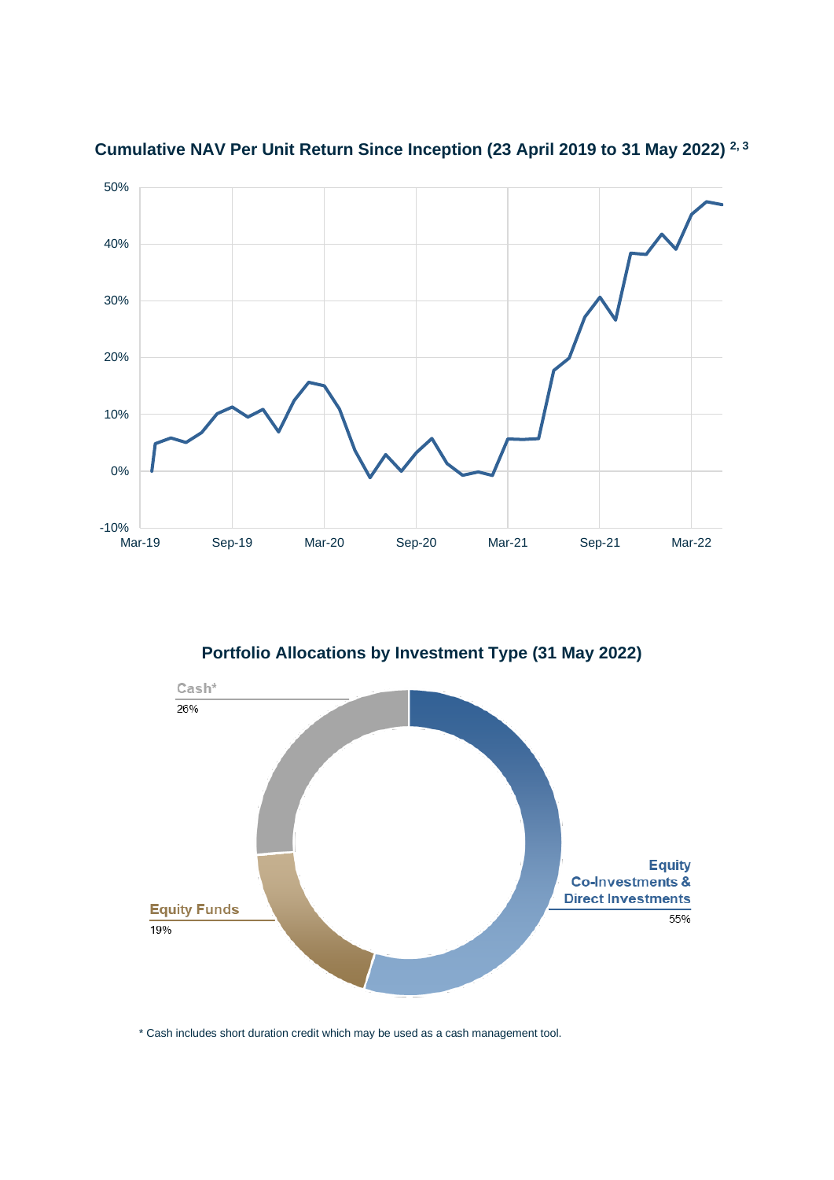## Cumulative NAV Per Unit Return Since Inception (23 April 2019 to 31 May 2022) [2, 3]

50%
40%
30%
20%
10%
0%
-10%

Mar-19 Sep-19 Mar-20 Sep-20 Mar-21 Sep-21 Mar-22

## Portfolio Allocations by Investment Type (31 May 2022)

Cash*
26%

Equity Funds
19%

Equity Co-Investments & Direct Investments
55%

\* Cash includes short duration credit which may be used as a cash management tool.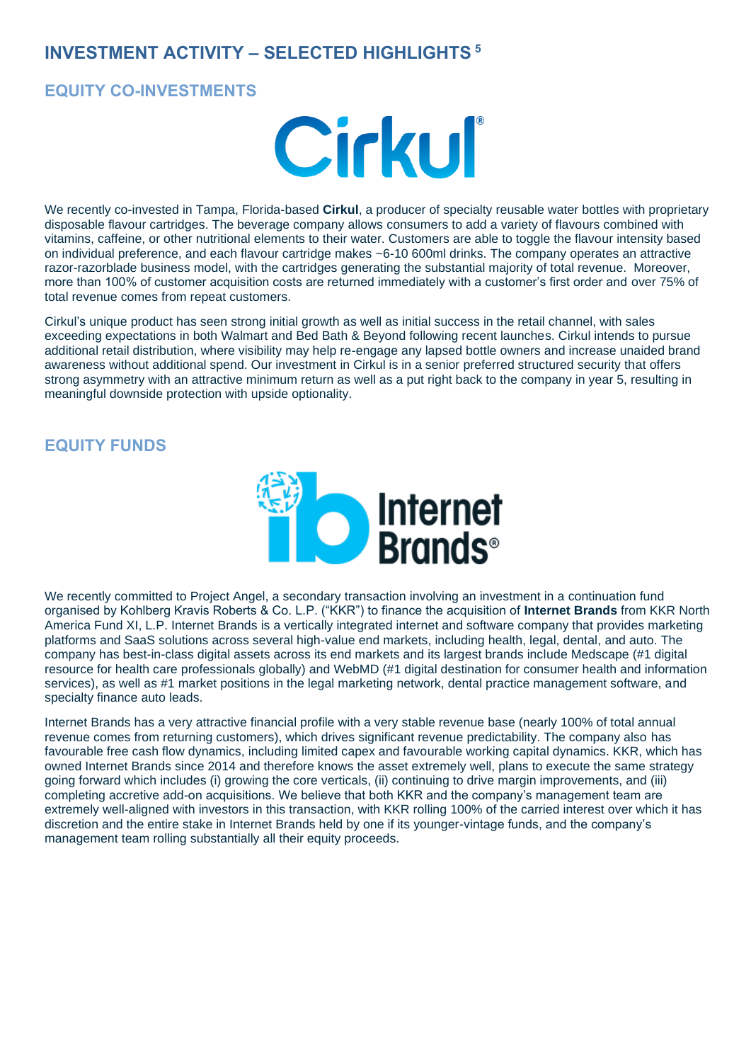# INVESTMENT ACTIVITY – SELECTED HIGHLIGHTS [5]

## EQUITY CO-INVESTMENTS

We recently co-invested in Tampa, Florida-based **Cirkul**, a producer of specialty reusable water bottles with proprietary disposable flavour cartridges. The beverage company allows consumers to add a variety of flavours combined with vitamins, caffeine, or other nutritional elements to their water. Customers are able to toggle the flavour intensity based on individual preference, and each flavour cartridge makes ~6-10 600ml drinks. The company operates an attractive razor-razorblade business model, with the cartridges generating the substantial majority of total revenue. Moreover, more than 100% of customer acquisition costs are returned immediately with a customer's first order and over 75% of total revenue comes from repeat customers.

Cirkul's unique product has seen strong initial growth as well as initial success in the retail channel, with sales exceeding expectations in both Walmart and Bed Bath & Beyond following recent launches. Cirkul intends to pursue additional retail distribution, where visibility may help re-engage any lapsed bottle owners and increase unaided brand awareness without additional spend. Our investment in Cirkul is in a senior preferred structured security that offers strong asymmetry with an attractive minimum return as well as a put right back to the company in year 5, resulting in meaningful downside protection with upside optionality.

## EQUITY FUNDS

We recently committed to Project Angel, a secondary transaction involving an investment in a continuation fund organised by Kohlberg Kravis Roberts & Co. L.P. ("KKR") to finance the acquisition of **Internet Brands** from KKR North America Fund XI, L.P. Internet Brands is a vertically integrated internet and software company that provides marketing platforms and SaaS solutions across several high-value end markets, including health, legal, dental, and auto. The company has best-in-class digital assets across its end markets and its largest brands include Medscape (#1 digital resource for health care professionals globally) and WebMD (#1 digital destination for consumer health and information services), as well as #1 market positions in the legal marketing network, dental practice management software, and specialty finance auto leads.

Internet Brands has a very attractive financial profile with a very stable revenue base (nearly 100% of total annual revenue comes from returning customers), which drives significant revenue predictability. The company also has favourable free cash flow dynamics, including limited capex and favourable working capital dynamics. KKR, which has owned Internet Brands since 2014 and therefore knows the asset extremely well, plans to execute the same strategy going forward which includes (i) growing the core verticals, (ii) continuing to drive margin improvements, and (iii) completing accretive add-on acquisitions. We believe that both KKR and the company's management team are extremely well-aligned with investors in this transaction, with KKR rolling 100% of the carried interest over which it has discretion and the entire stake in Internet Brands held by one if its younger-vintage funds, and the company's management team rolling substantially all their equity proceeds.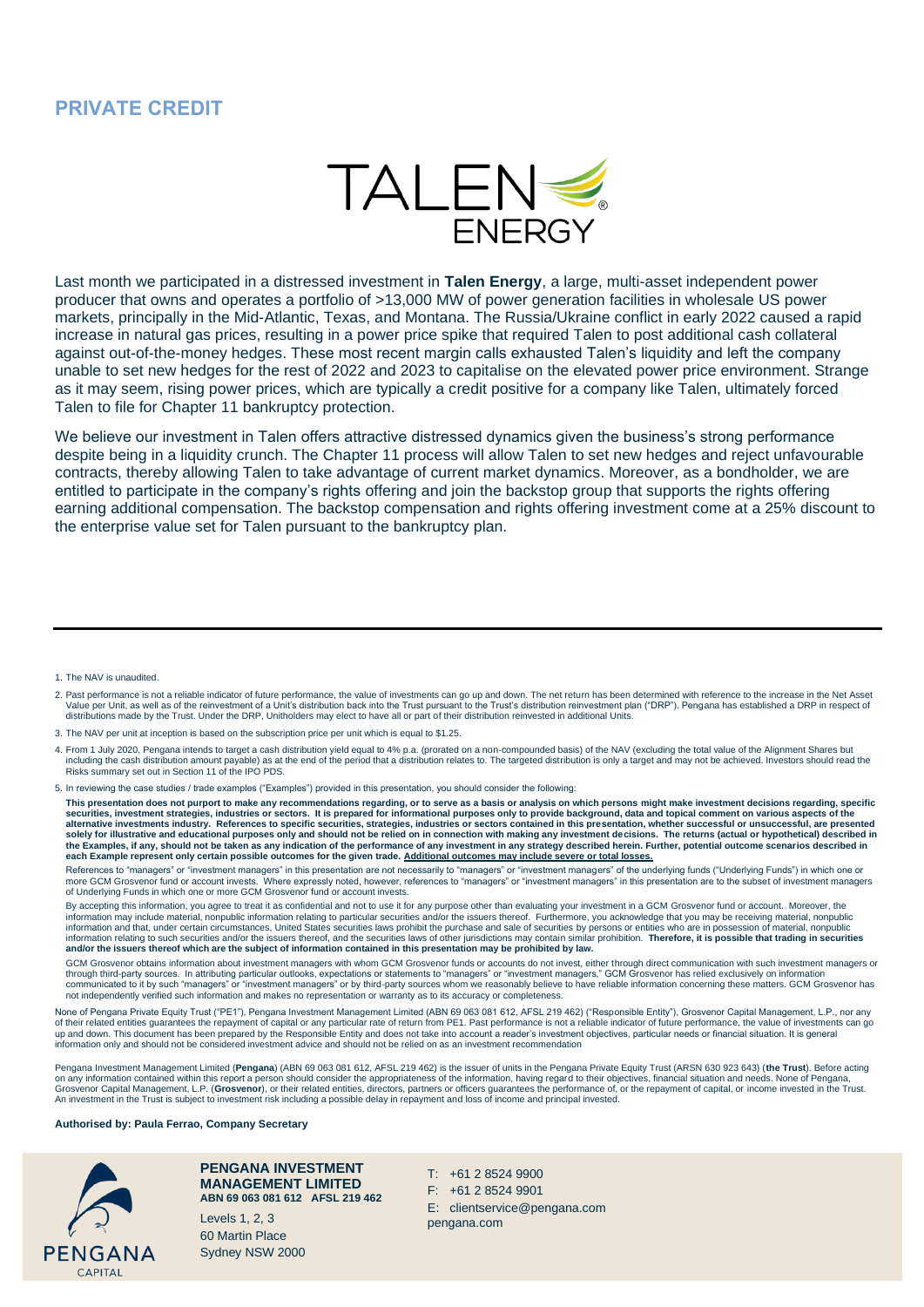# PRIVATE CREDIT

TALEN ENERGY

Last month we participated in a distressed investment in **Talen Energy**, a large, multi-asset independent power producer that owns and operates a portfolio of >13,000 MW of power generation facilities in wholesale US power markets, principally in the Mid-Atlantic, Texas, and Montana. The Russia/Ukraine conflict in early 2022 caused a rapid increase in natural gas prices, resulting in a power price spike that required Talen to post additional cash collateral against out-of-the-money hedges. These most recent margin calls exhausted Talen's liquidity and left the company unable to set new hedges for the rest of 2022 and 2023 to capitalise on the elevated power price environment. Strange as it may seem, rising power prices, which are typically a credit positive for a company like Talen, ultimately forced Talen to file for Chapter 11 bankruptcy protection.

We believe our investment in Talen offers attractive distressed dynamics given the business's strong performance despite being in a liquidity crunch. The Chapter 11 process will allow Talen to set new hedges and reject unfavourable contracts, thereby allowing Talen to take advantage of current market dynamics. Moreover, as a bondholder, we are entitled to participate in the company's rights offering and join the backstop group that supports the rights offering earning additional compensation. The backstop compensation and rights offering investment come at a 25% discount to the enterprise value set for Talen pursuant to the bankruptcy plan.

---

1. The NAV is unaudited.
2. Past performance is not a reliable indicator of future performance, the value of investments can go up and down. The net return has been determined with reference to the increase in the Net Asset Value per Unit, as well as of the reinvestment of a Unit's distribution back into the Trust pursuant to the Trust's distribution reinvestment plan ("DRP"). Pengana has established a DRP in respect of distributions made by the Trust. Under the DRP, Unitholders may elect to have all or part of their distribution reinvested in additional Units.
3. The NAV per unit at inception is based on the subscription price per unit which is equal to $1.25.
4. From 1 July 2020, Pengana intends to target a cash distribution yield equal to 4% p.a. (prorated on a non-compounded basis) of the NAV (excluding the total value of the Alignment Shares but including the cash distribution amount payable) as at the end of the period that a distribution relates to. The targeted distribution is only a target and may not be achieved. Investors should read the Risks summary set out in Section 11 of the IPO PDS.
5. In reviewing the case studies / trade examples ("Examples") provided in this presentation, you should consider the following:

**This presentation does not purport to make any recommendations regarding, or to serve as a basis or analysis on which persons might make investment decisions regarding, specific securities, investment strategies, industries or sectors. It is prepared for informational purposes only to provide background, data and topical comment on various aspects of the alternative investments industry. References to specific securities, strategies, industries or sectors contained in this presentation, whether successful or unsuccessful, are presented solely for illustrative and educational purposes only and should not be relied on in connection with making any investment decisions. The returns (actual or hypothetical) described in the Examples, if any, should not be taken as any indication of the performance of any investment in any strategy described herein. Further, potential outcome scenarios described in each Example represent only certain possible outcomes for the given trade. Additional outcomes may include severe or total losses.**

References to "managers" or "investment managers" in this presentation are not necessarily to "managers" or "investment managers" of the underlying funds ("Underlying Funds") in which one or more GCM Grosvenor fund or account invests. Where expressly noted, however, references to "managers" or "investment managers" in this presentation are to the subset of investment managers of Underlying Funds in which one or more GCM Grosvenor fund or account invests.

By accepting this information, you agree to treat it as confidential and not to use it for any purpose other than evaluating your investment in a GCM Grosvenor fund or account. Moreover, the information may include material, nonpublic information relating to particular securities and/or the issuers thereof. Furthermore, you acknowledge that you may be receiving material, nonpublic information and that, under certain circumstances, United States securities laws prohibit the purchase and sale of securities by persons or entities who are in possession of material, nonpublic information relating to such securities and/or the issuers thereof, and the securities laws of other jurisdictions may contain similar prohibition. **Therefore, it is possible that trading in securities and/or the issuers thereof which are the subject of information contained in this presentation may be prohibited by law.**

GCM Grosvenor obtains information about investment managers with whom GCM Grosvenor funds or accounts do not invest, either through direct communication with such investment managers or through third-party sources. In attributing particular outlooks, expectations or statements to "managers" or "investment managers," GCM Grosvenor has relied exclusively on information communicated to it by such "managers" or "investment managers" or by third-party sources whom we reasonably believe to have reliable information concerning these matters. GCM Grosvenor has not independently verified such information and makes no representation or warranty as to its accuracy or completeness.

None of Pengana Private Equity Trust ("PE1"), Pengana Investment Management Limited (ABN 69 063 081 612, AFSL 219 462) ("Responsible Entity"), Grosvenor Capital Management, L.P., nor any of their related entities guarantees the repayment of capital or any particular rate of return from PE1. Past performance is not a reliable indicator of future performance, the value of investments can go up and down. This document has been prepared by the Responsible Entity and does not take into account a reader's investment objectives, particular needs or financial situation. It is general information only and should not be considered investment advice and should not be relied on as an investment recommendation

Pengana Investment Management Limited (**Pengana**) (ABN 69 063 081 612, AFSL 219 462) is the issuer of units in the Pengana Private Equity Trust (ARSN 630 923 643) (**the Trust**). Before acting on any information contained within this report a person should consider the appropriateness of the information, having regard to their objectives, financial situation and needs. None of Pengana, Grosvenor Capital Management, L.P. (**Grosvenor**), or their related entities, directors, partners or officers guarantees the performance of, or the repayment of capital, or income invested in the Trust. An investment in the Trust is subject to investment risk including a possible delay in repayment and loss of income and principal invested.

**Authorised by: Paula Ferrao, Company Secretary**

PENGANA CAPITAL

**PENGANA INVESTMENT MANAGEMENT LIMITED**
**ABN 69 063 081 612 AFSL 219 462**

Levels 1, 2, 3
60 Martin Place
Sydney NSW 2000

T: +61 2 8524 9900
F: +61 2 8524 9901
E: clientservice@pengana.com
pengana.com